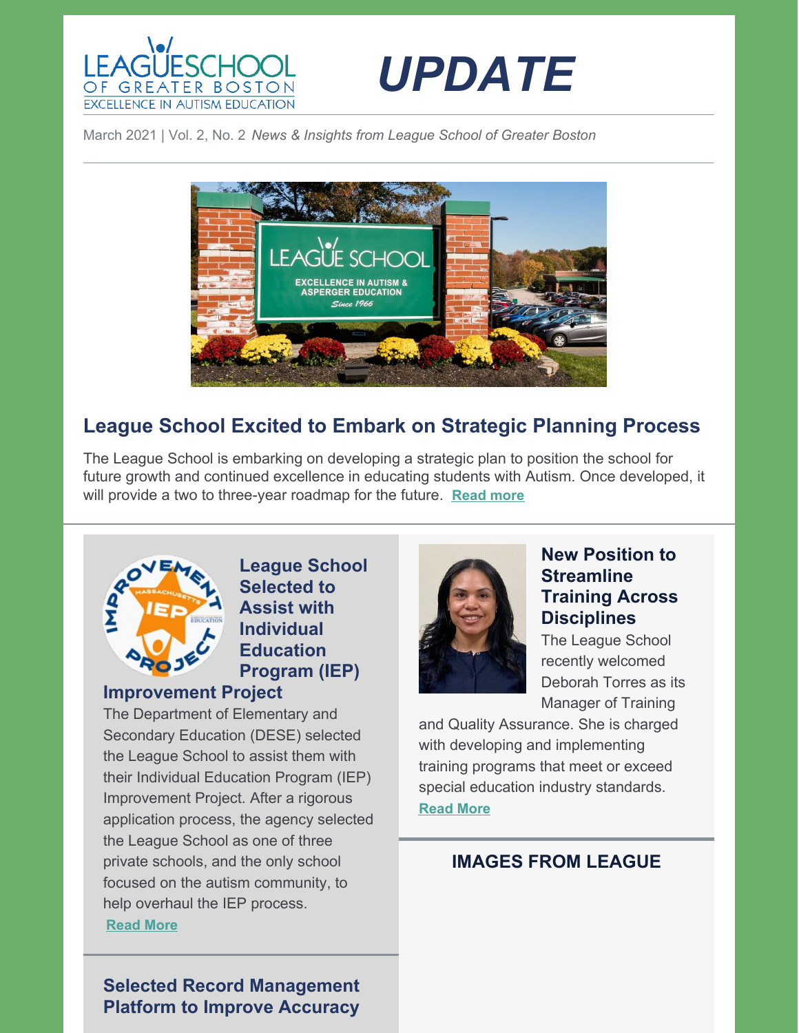# UPDATE

March 2021 | Vol. 2, No. 2 *News & Insights from League School of Greater Boston*

## League School Excited to Embark on Strategic Planning Process

The League School is embarking on developing a strategic plan to position the school for future growth and continued excellence in educating students with Autism. Once developed, it will provide a two to three-year roadmap for the future. Read more

### League School Selected to Assist with Individual Education Program (IEP) Improvement Project

The Department of Elementary and Secondary Education (DESE) selected the League School to assist them with their Individual Education Program (IEP) Improvement Project. After a rigorous application process, the agency selected the League School as one of three private schools, and the only school focused on the autism community, to help overhaul the IEP process.

Read More

### Selected Record Management Platform to Improve Accuracy

### New Position to Streamline Training Across Disciplines

The League School recently welcomed Deborah Torres as its Manager of Training and Quality Assurance. She is charged with developing and implementing training programs that meet or exceed special education industry standards.

Read More

### IMAGES FROM LEAGUE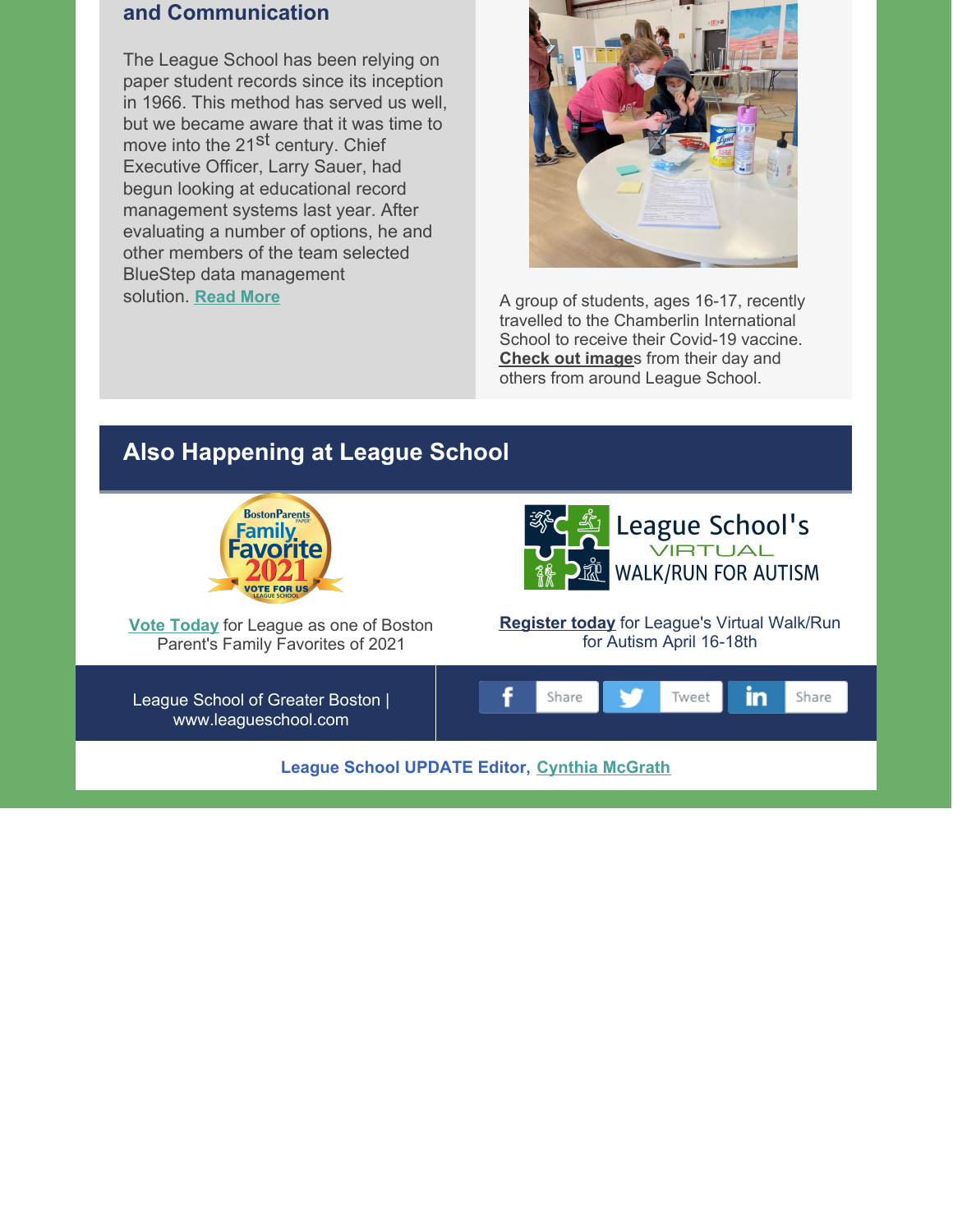## and Communication

The League School has been relying on paper student records since its inception in 1966. This method has served us well, but we became aware that it was time to move into the 21st century. Chief Executive Officer, Larry Sauer, had begun looking at educational record management systems last year. After evaluating a number of options, he and other members of the team selected BlueStep data management solution. **Read More**

A group of students, ages 16-17, recently travelled to the Chamberlin International School to receive their Covid-19 vaccine. **Check out images** from their day and others from around League School.

## Also Happening at League School

**Vote Today** for League as one of Boston Parent's Family Favorites of 2021

**Register today** for League's Virtual Walk/Run for Autism April 16-18th

League School of Greater Boston | www.leagueschool.com

Share Tweet Share

**League School UPDATE Editor, Cynthia McGrath**